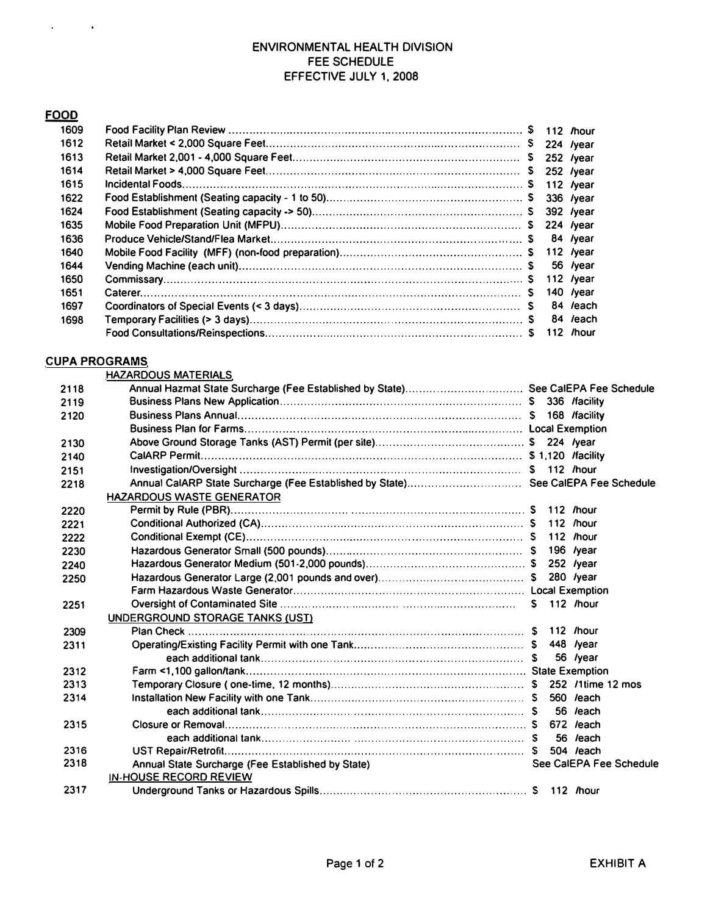# ENVIRONMENTAL HEALTH DIVISION
# FEE SCHEDULE
# EFFECTIVE JULY 1, 2008

## FOOD

| Code | Description | Fee |
|---|---|---|
| 1609 | Food Facility Plan Review | $ 112 /hour |
| 1612 | Retail Market < 2,000 Square Feet | $ 224 /year |
| 1613 | Retail Market 2,001 - 4,000 Square Feet | $ 252 /year |
| 1614 | Retail Market > 4,000 Square Feet | $ 252 /year |
| 1615 | Incidental Foods | $ 112 /year |
| 1622 | Food Establishment (Seating capacity - 1 to 50) | $ 336 /year |
| 1624 | Food Establishment (Seating capacity -> 50) | $ 392 /year |
| 1635 | Mobile Food Preparation Unit (MFPU) | $ 224 /year |
| 1636 | Produce Vehicle/Stand/Flea Market | $ 84 /year |
| 1640 | Mobile Food Facility (MFF) (non-food preparation) | $ 112 /year |
| 1644 | Vending Machine (each unit) | $ 56 /year |
| 1650 | Commissary | $ 112 /year |
| 1651 | Caterer | $ 140 /year |
| 1697 | Coordinators of Special Events (< 3 days) | $ 84 /each |
| 1698 | Temporary Facilities (> 3 days) | $ 84 /each |
| | Food Consultations/Reinspections | $ 112 /hour |

## CUPA PROGRAMS

| Code | Description | Fee |
|---|---|---|
| | **HAZARDOUS MATERIALS** | |
| 2118 | Annual Hazmat State Surcharge (Fee Established by State) | See CalEPA Fee Schedule |
| 2119 | Business Plans New Application | $ 336 /facility |
| 2120 | Business Plans Annual | $ 168 /facility |
| | Business Plan for Farms | Local Exemption |
| 2130 | Above Ground Storage Tanks (AST) Permit (per site) | $ 224 /year |
| 2140 | CalARP Permit | $ 1,120 /facility |
| 2151 | Investigation/Oversight | $ 112 /hour |
| 2218 | Annual CalARP State Surcharge (Fee Established by State) | See CalEPA Fee Schedule |
| | **HAZARDOUS WASTE GENERATOR** | |
| 2220 | Permit by Rule (PBR) | $ 112 /hour |
| 2221 | Conditional Authorized (CA) | $ 112 /hour |
| 2222 | Conditional Exempt (CE) | $ 112 /hour |
| 2230 | Hazardous Generator Small (500 pounds) | $ 196 /year |
| 2240 | Hazardous Generator Medium (501-2,000 pounds) | $ 252 /year |
| 2250 | Hazardous Generator Large (2,001 pounds and over) | $ 280 /year |
| | Farm Hazardous Waste Generator | Local Exemption |
| 2251 | Oversight of Contaminated Site | $ 112 /hour |
| | **UNDERGROUND STORAGE TANKS (UST)** | |
| 2309 | Plan Check | $ 112 /hour |
| 2311 | Operating/Existing Facility Permit with one Tank | $ 448 /year |
| | each additional tank | $ 56 /year |
| 2312 | Farm <1,100 gallon/tank | State Exemption |
| 2313 | Temporary Closure ( one-time, 12 months) | $ 252 /1time 12 mos |
| 2314 | Installation New Facility with one Tank | $ 560 /each |
| | each additional tank | $ 56 /each |
| 2315 | Closure or Removal | $ 672 /each |
| | each additional tank | $ 56 /each |
| 2316 | UST Repair/Retrofit | $ 504 /each |
| 2318 | Annual State Surcharge (Fee Established by State) | See CalEPA Fee Schedule |
| | **IN-HOUSE RECORD REVIEW** | |
| 2317 | Underground Tanks or Hazardous Spills | $ 112 /hour |

EXHIBIT A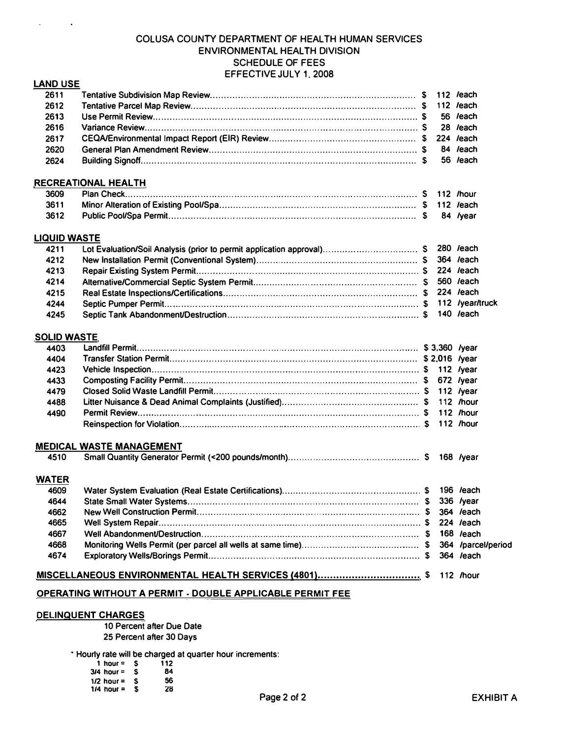# COLUSA COUNTY DEPARTMENT OF HEALTH HUMAN SERVICES
## ENVIRONMENTAL HEALTH DIVISION
## SCHEDULE OF FEES
## EFFECTIVE JULY 1, 2008

### LAND USE

| | | | |
|---|---|---|---|
| 2611 | Tentative Subdivision Map Review | $ 112 | /each |
| 2612 | Tentative Parcel Map Review | $ 112 | /each |
| 2613 | Use Permit Review | $ 56 | /each |
| 2616 | Variance Review | $ 28 | /each |
| 2617 | CEQA/Environmental Impact Report (EIR) Review | $ 224 | /each |
| 2620 | General Plan Amendment Review | $ 84 | /each |
| 2624 | Building Signoff | $ 56 | /each |

### RECREATIONAL HEALTH

| | | | |
|---|---|---|---|
| 3609 | Plan Check | $ 112 | /hour |
| 3611 | Minor Alteration of Existing Pool/Spa | $ 112 | /each |
| 3612 | Public Pool/Spa Permit | $ 84 | /year |

### LIQUID WASTE

| | | | |
|---|---|---|---|
| 4211 | Lot Evaluation/Soil Analysis (prior to permit application approval) | $ 280 | /each |
| 4212 | New Installation Permit (Conventional System) | $ 364 | /each |
| 4213 | Repair Existing System Permit | $ 224 | /each |
| 4214 | Alternative/Commercial Septic System Permit | $ 560 | /each |
| 4215 | Real Estate Inspections/Certifications | $ 224 | /each |
| 4244 | Septic Pumper Permit | $ 112 | /year/truck |
| 4245 | Septic Tank Abandonment/Destruction | $ 140 | /each |

### SOLID WASTE

| | | | |
|---|---|---|---|
| 4403 | Landfill Permit | $ 3,360 | /year |
| 4404 | Transfer Station Permit | $ 2,016 | /year |
| 4423 | Vehicle Inspection | $ 112 | /year |
| 4433 | Composting Facility Permit | $ 672 | /year |
| 4479 | Closed Solid Waste Landfill Permit | $ 112 | /year |
| 4488 | Litter Nuisance & Dead Animal Complaints (Justified) | $ 112 | /hour |
| 4490 | Permit Review | $ 112 | /hour |
| | Reinspection for Violation | $ 112 | /hour |

### MEDICAL WASTE MANAGEMENT

| | | | |
|---|---|---|---|
| 4510 | Small Quantity Generator Permit (<200 pounds/month) | $ 168 | /year |

### WATER

| | | | |
|---|---|---|---|
| 4609 | Water System Evaluation (Real Estate Certifications) | $ 196 | /each |
| 4644 | State Small Water Systems | $ 336 | /year |
| 4662 | New Well Construction Permit | $ 364 | /each |
| 4665 | Well System Repair | $ 224 | /each |
| 4667 | Well Abandonment/Destruction | $ 168 | /each |
| 4668 | Monitoring Wells Permit (per parcel all wells at same time) | $ 364 | /parcel/period |
| 4674 | Exploratory Wells/Borings Permit | $ 364 | /each |

**MISCELLANEOUS ENVIRONMENTAL HEALTH SERVICES (4801)** ........ $ 112 /hour

**OPERATING WITHOUT A PERMIT - DOUBLE APPLICABLE PERMIT FEE**

**DELINQUENT CHARGES**

10 Percent after Due Date

25 Percent after 30 Days

* Hourly rate will be charged at quarter hour increments:

| | |
|---|---|
| 1 hour = | $ 112 |
| 3/4 hour = | $ 84 |
| 1/2 hour = | $ 56 |
| 1/4 hour = | $ 28 |

EXHIBIT A